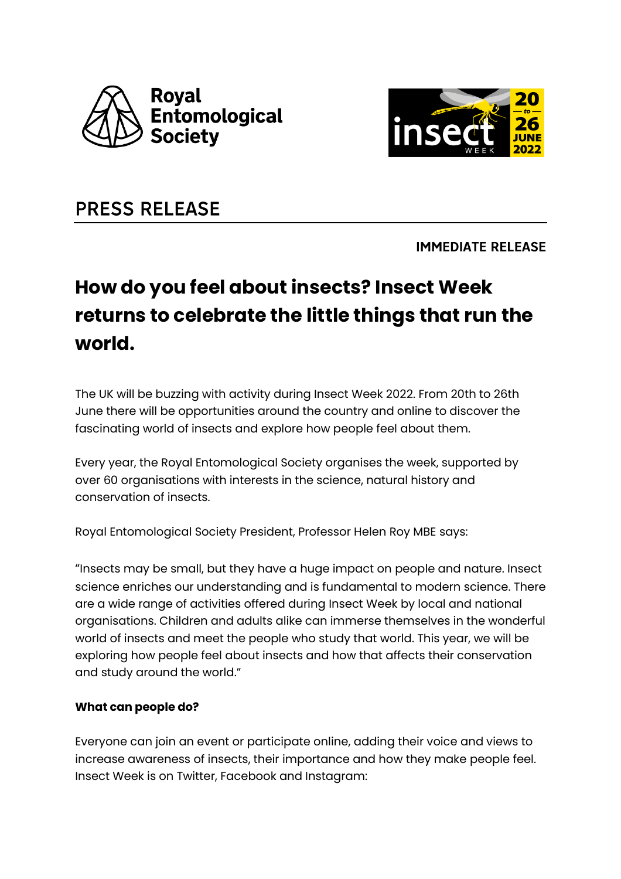Royal Entomological Society

insect WEEK 20 to 26 JUNE 2022

# PRESS RELEASE

**IMMEDIATE RELEASE**

## How do you feel about insects? Insect Week returns to celebrate the little things that run the world.

The UK will be buzzing with activity during Insect Week 2022. From 20th to 26th June there will be opportunities around the country and online to discover the fascinating world of insects and explore how people feel about them.

Every year, the Royal Entomological Society organises the week, supported by over 60 organisations with interests in the science, natural history and conservation of insects.

Royal Entomological Society President, Professor Helen Roy MBE says:

"Insects may be small, but they have a huge impact on people and nature. Insect science enriches our understanding and is fundamental to modern science. There are a wide range of activities offered during Insect Week by local and national organisations. Children and adults alike can immerse themselves in the wonderful world of insects and meet the people who study that world. This year, we will be exploring how people feel about insects and how that affects their conservation and study around the world."

**What can people do?**

Everyone can join an event or participate online, adding their voice and views to increase awareness of insects, their importance and how they make people feel. Insect Week is on Twitter, Facebook and Instagram: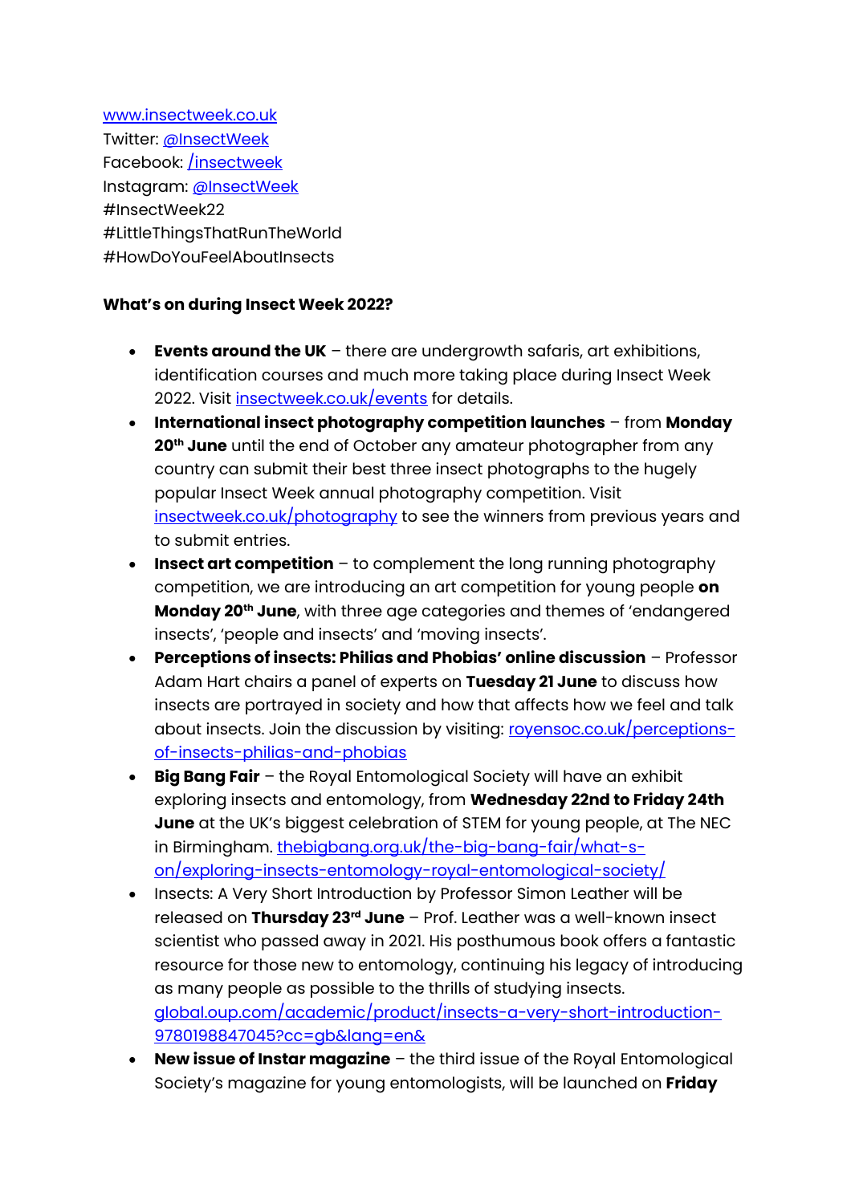[www.insectweek.co.uk](http://www.insectweek.co.uk)
Twitter: [@InsectWeek](https://twitter.com/InsectWeek)
Facebook: [/insectweek](https://www.facebook.com/insectweek)
Instagram: [@InsectWeek](https://www.instagram.com/InsectWeek)
#InsectWeek22
#LittleThingsThatRunTheWorld
#HowDoYouFeelAboutInsects

**What's on during Insect Week 2022?**

- **Events around the UK** – there are undergrowth safaris, art exhibitions, identification courses and much more taking place during Insect Week 2022. Visit [insectweek.co.uk/events](http://insectweek.co.uk/events) for details.
- **International insect photography competition launches** – from **Monday 20th June** until the end of October any amateur photographer from any country can submit their best three insect photographs to the hugely popular Insect Week annual photography competition. Visit [insectweek.co.uk/photography](http://insectweek.co.uk/photography) to see the winners from previous years and to submit entries.
- **Insect art competition** – to complement the long running photography competition, we are introducing an art competition for young people **on Monday 20th June**, with three age categories and themes of 'endangered insects', 'people and insects' and 'moving insects'.
- **Perceptions of insects: Philias and Phobias' online discussion** – Professor Adam Hart chairs a panel of experts on **Tuesday 21 June** to discuss how insects are portrayed in society and how that affects how we feel and talk about insects. Join the discussion by visiting: [royensoc.co.uk/perceptions-of-insects-philias-and-phobias](http://royensoc.co.uk/perceptions-of-insects-philias-and-phobias)
- **Big Bang Fair** – the Royal Entomological Society will have an exhibit exploring insects and entomology, from **Wednesday 22nd to Friday 24th June** at the UK's biggest celebration of STEM for young people, at The NEC in Birmingham. [thebigbang.org.uk/the-big-bang-fair/what-s-on/exploring-insects-entomology-royal-entomological-society/](http://thebigbang.org.uk/the-big-bang-fair/what-s-on/exploring-insects-entomology-royal-entomological-society/)
- Insects: A Very Short Introduction by Professor Simon Leather will be released on **Thursday 23rd June** – Prof. Leather was a well-known insect scientist who passed away in 2021. His posthumous book offers a fantastic resource for those new to entomology, continuing his legacy of introducing as many people as possible to the thrills of studying insects. [global.oup.com/academic/product/insects-a-very-short-introduction-9780198847045?cc=gb&lang=en&](http://global.oup.com/academic/product/insects-a-very-short-introduction-9780198847045?cc=gb&lang=en&)
- **New issue of Instar magazine** – the third issue of the Royal Entomological Society's magazine for young entomologists, will be launched on **Friday**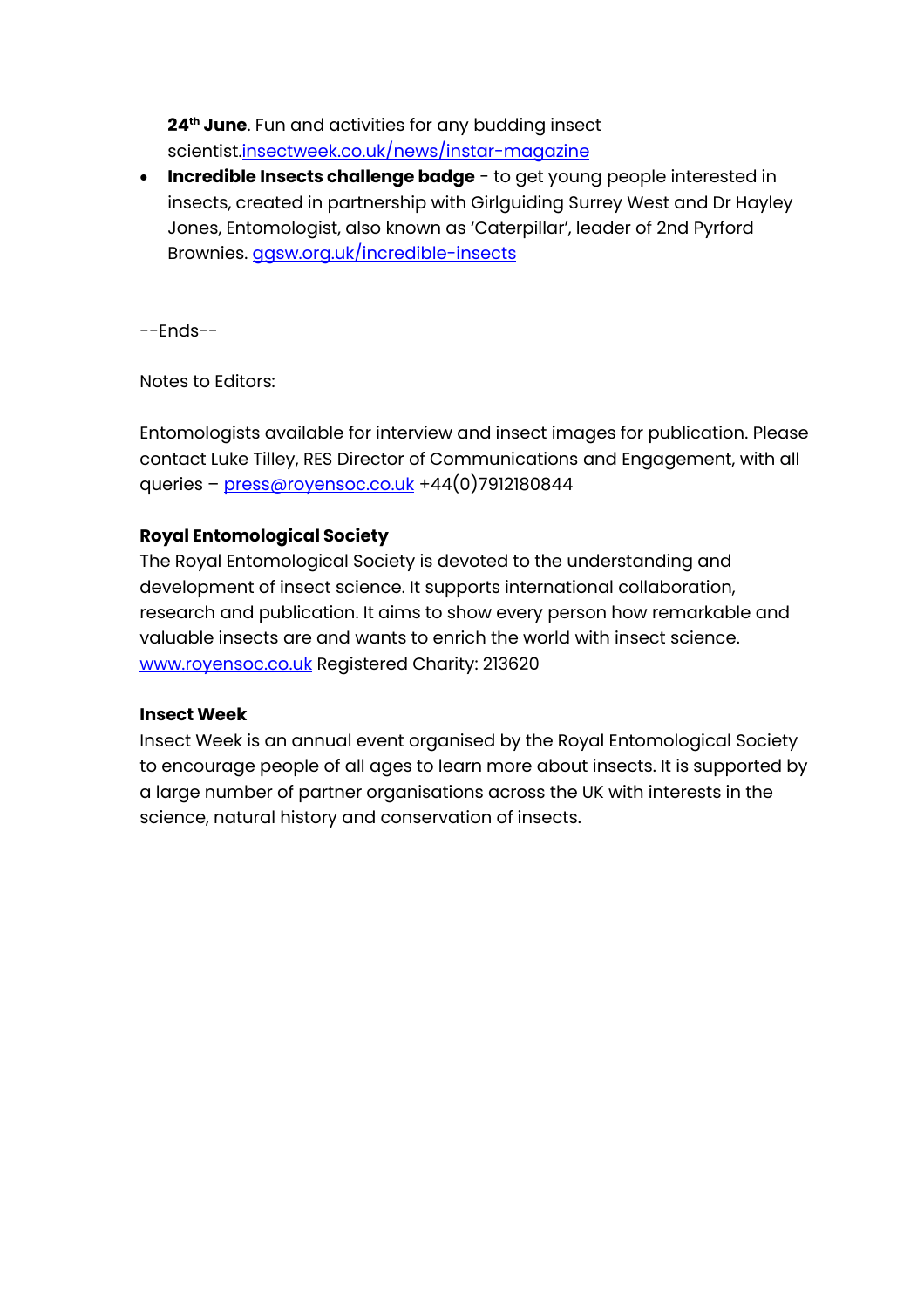**24th June**. Fun and activities for any budding insect scientist.insectweek.co.uk/news/instar-magazine

- **Incredible Insects challenge badge** - to get young people interested in insects, created in partnership with Girlguiding Surrey West and Dr Hayley Jones, Entomologist, also known as 'Caterpillar', leader of 2nd Pyrford Brownies. ggsw.org.uk/incredible-insects

--Ends--

Notes to Editors:

Entomologists available for interview and insect images for publication. Please contact Luke Tilley, RES Director of Communications and Engagement, with all queries – press@royensoc.co.uk +44(0)7912180844

**Royal Entomological Society**
The Royal Entomological Society is devoted to the understanding and development of insect science. It supports international collaboration, research and publication. It aims to show every person how remarkable and valuable insects are and wants to enrich the world with insect science. www.royensoc.co.uk Registered Charity: 213620

**Insect Week**
Insect Week is an annual event organised by the Royal Entomological Society to encourage people of all ages to learn more about insects. It is supported by a large number of partner organisations across the UK with interests in the science, natural history and conservation of insects.